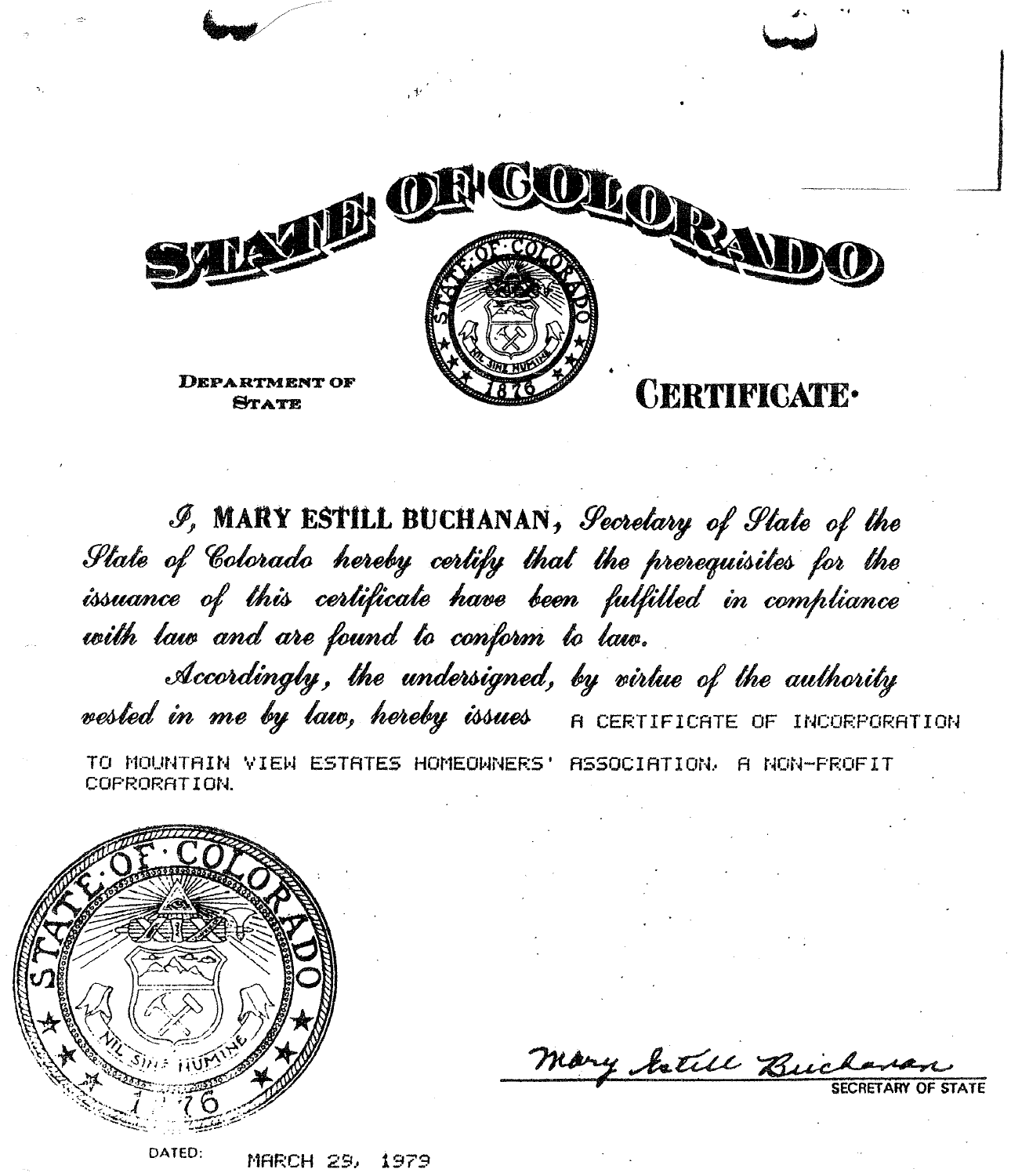# STATE OF COLORADO

**DEPARTMENT OF STATE**

# CERTIFICATE

*I,* **MARY ESTILL BUCHANAN**, *Secretary of State of the State of Colorado hereby certify that the prerequisites for the issuance of this certificate have been fulfilled in compliance with law and are found to conform to law.*

*Accordingly, the undersigned, by virtue of the authority vested in me by law, hereby issues* A CERTIFICATE OF INCORPORATION TO MOUNTAIN VIEW ESTATES HOMEOWNERS' ASSOCIATION, A NON-PROFIT COPRORATION.

Mary Estill Buchanan
SECRETARY OF STATE

DATED: MARCH 29, 1979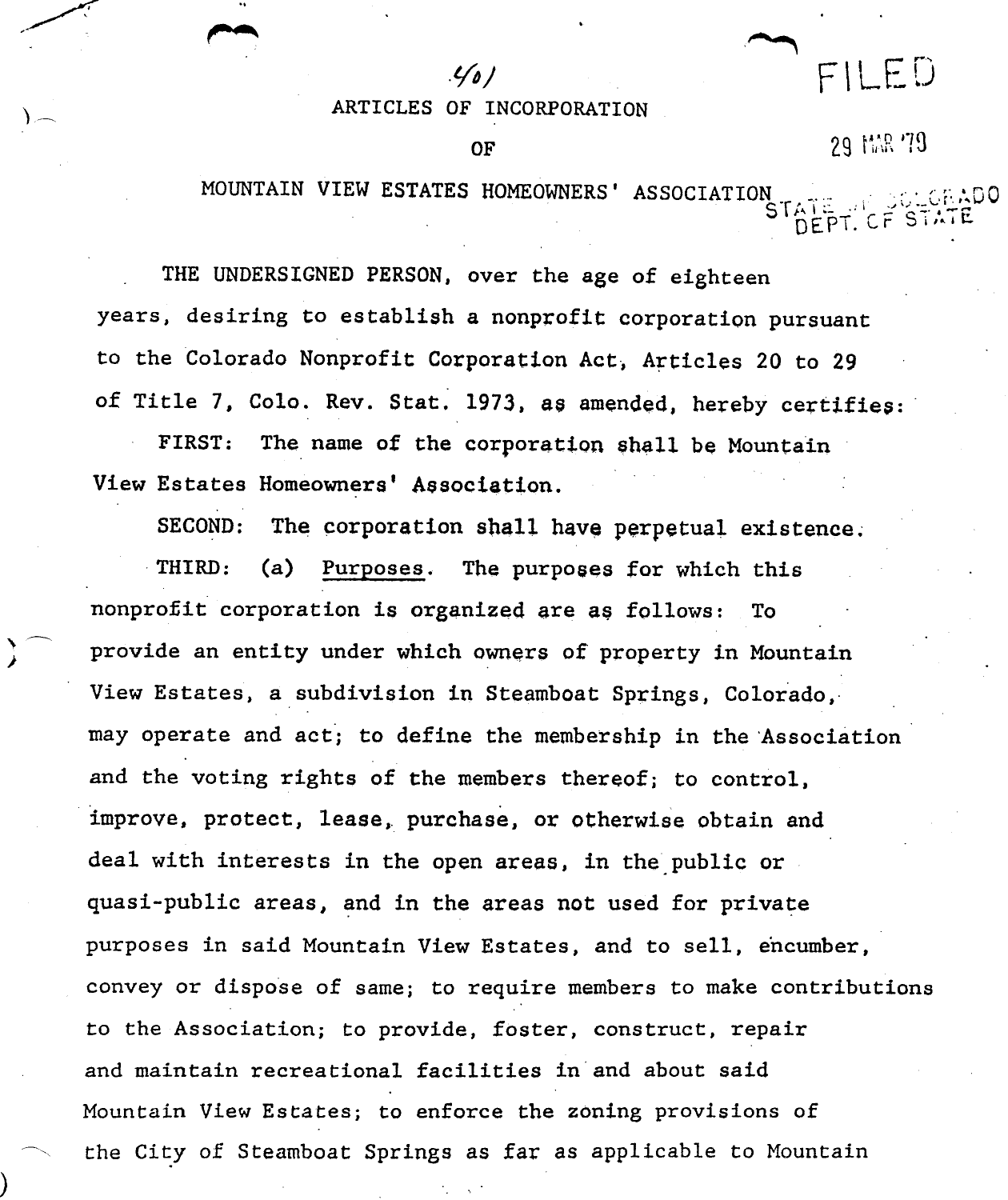401

ARTICLES OF INCORPORATION

OF

MOUNTAIN VIEW ESTATES HOMEOWNERS' ASSOCIATION

FILED

29 MAR '79

STATE OF COLORADO
DEPT. OF STATE

THE UNDERSIGNED PERSON, over the age of eighteen years, desiring to establish a nonprofit corporation pursuant to the Colorado Nonprofit Corporation Act, Articles 20 to 29 of Title 7, Colo. Rev. Stat. 1973, as amended, hereby certifies:

FIRST: The name of the corporation shall be Mountain View Estates Homeowners' Association.

SECOND: The corporation shall have perpetual existence.

THIRD: (a) Purposes. The purposes for which this nonprofit corporation is organized are as follows: To provide an entity under which owners of property in Mountain View Estates, a subdivision in Steamboat Springs, Colorado, may operate and act; to define the membership in the Association and the voting rights of the members thereof; to control, improve, protect, lease, purchase, or otherwise obtain and deal with interests in the open areas, in the public or quasi-public areas, and in the areas not used for private purposes in said Mountain View Estates, and to sell, encumber, convey or dispose of same; to require members to make contributions to the Association; to provide, foster, construct, repair and maintain recreational facilities in and about said Mountain View Estates; to enforce the zoning provisions of the City of Steamboat Springs as far as applicable to Mountain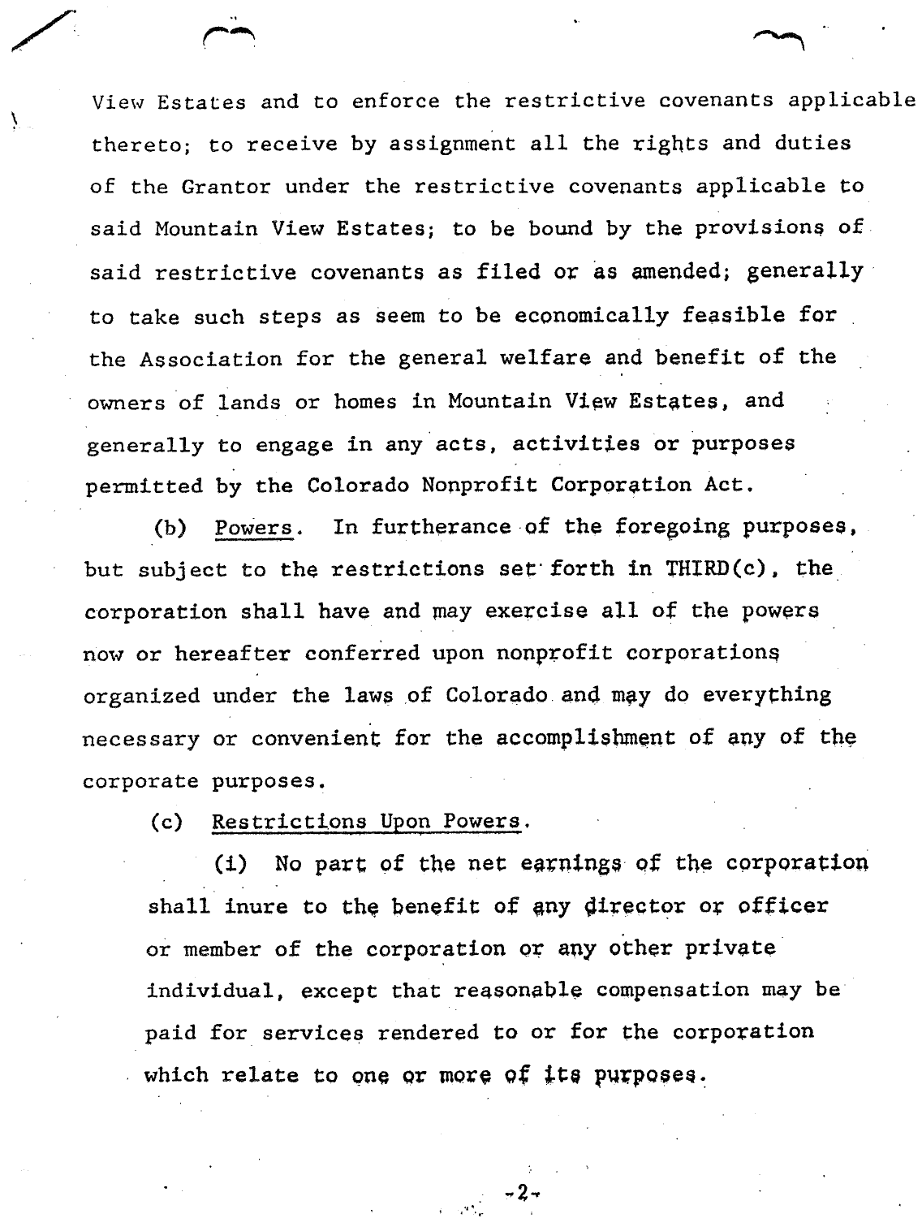View Estates and to enforce the restrictive covenants applicable thereto; to receive by assignment all the rights and duties of the Grantor under the restrictive covenants applicable to said Mountain View Estates; to be bound by the provisions of said restrictive covenants as filed or as amended; generally to take such steps as seem to be economically feasible for the Association for the general welfare and benefit of the owners of lands or homes in Mountain View Estates, and generally to engage in any acts, activities or purposes permitted by the Colorado Nonprofit Corporation Act.

(b) Powers. In furtherance of the foregoing purposes, but subject to the restrictions set forth in THIRD(c), the corporation shall have and may exercise all of the powers now or hereafter conferred upon nonprofit corporations organized under the laws of Colorado and may do everything necessary or convenient for the accomplishment of any of the corporate purposes.

(c) Restrictions Upon Powers.

(i) No part of the net earnings of the corporation shall inure to the benefit of any director or officer or member of the corporation or any other private individual, except that reasonable compensation may be paid for services rendered to or for the corporation which relate to one or more of its purposes.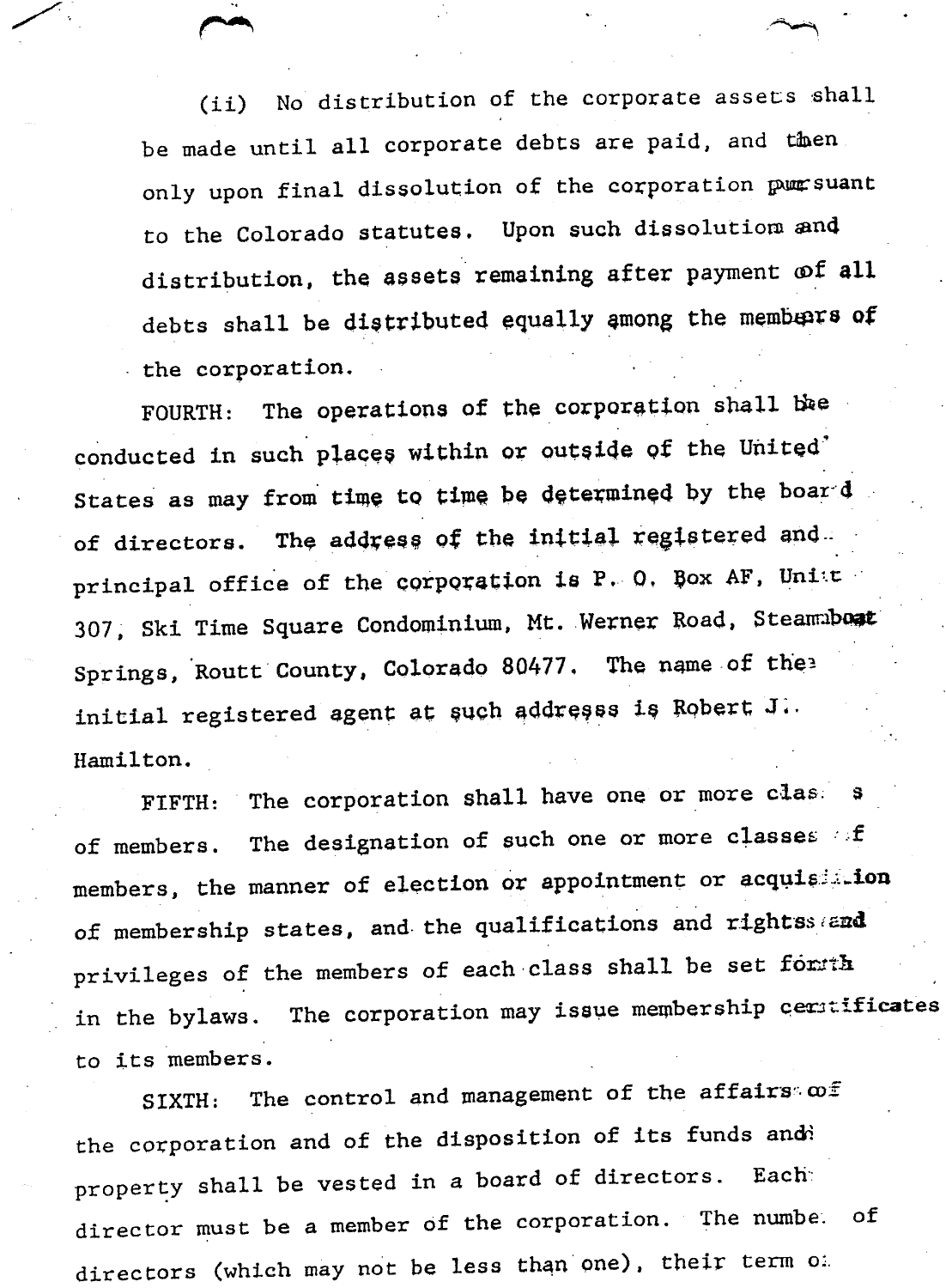(ii) No distribution of the corporate assets shall be made until all corporate debts are paid, and then only upon final dissolution of the corporation pursuant to the Colorado statutes. Upon such dissolution and distribution, the assets remaining after payment of all debts shall be distributed equally among the members of the corporation.

FOURTH: The operations of the corporation shall be conducted in such places within or outside of the United States as may from time to time be determined by the board of directors. The address of the initial registered and principal office of the corporation is P. O. Box AF, Unit 307, Ski Time Square Condominium, Mt. Werner Road, Steamboat Springs, Routt County, Colorado 80477. The name of the initial registered agent at such addresss is Robert J. Hamilton.

FIFTH: The corporation shall have one or more classes of members. The designation of such one or more classes of members, the manner of election or appointment or acquisition of membership states, and the qualifications and rights and privileges of the members of each class shall be set forth in the bylaws. The corporation may issue membership certificates to its members.

SIXTH: The control and management of the affairs of the corporation and of the disposition of its funds and property shall be vested in a board of directors. Each director must be a member of the corporation. The number of directors (which may not be less than one), their term of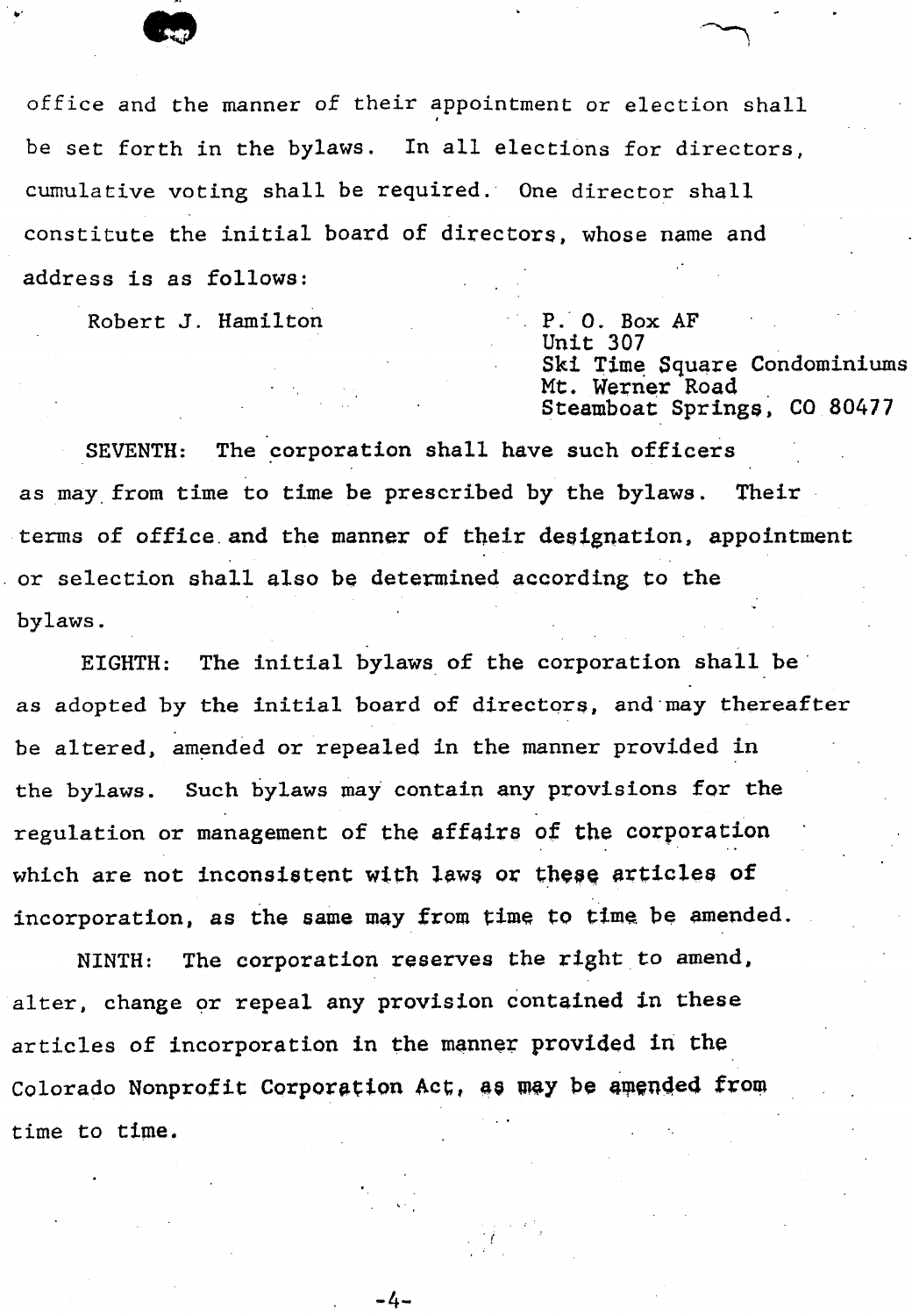office and the manner of their appointment or election shall be set forth in the bylaws. In all elections for directors, cumulative voting shall be required. One director shall constitute the initial board of directors, whose name and address is as follows:

Robert J. Hamilton

P. O. Box AF
Unit 307
Ski Time Square Condominiums
Mt. Werner Road
Steamboat Springs, CO 80477

SEVENTH: The corporation shall have such officers as may from time to time be prescribed by the bylaws. Their terms of office and the manner of their designation, appointment or selection shall also be determined according to the bylaws.

EIGHTH: The initial bylaws of the corporation shall be as adopted by the initial board of directors, and may thereafter be altered, amended or repealed in the manner provided in the bylaws. Such bylaws may contain any provisions for the regulation or management of the affairs of the corporation which are not inconsistent with laws or these articles of incorporation, as the same may from time to time be amended.

NINTH: The corporation reserves the right to amend, alter, change or repeal any provision contained in these articles of incorporation in the manner provided in the Colorado Nonprofit Corporation Act, as may be amended from time to time.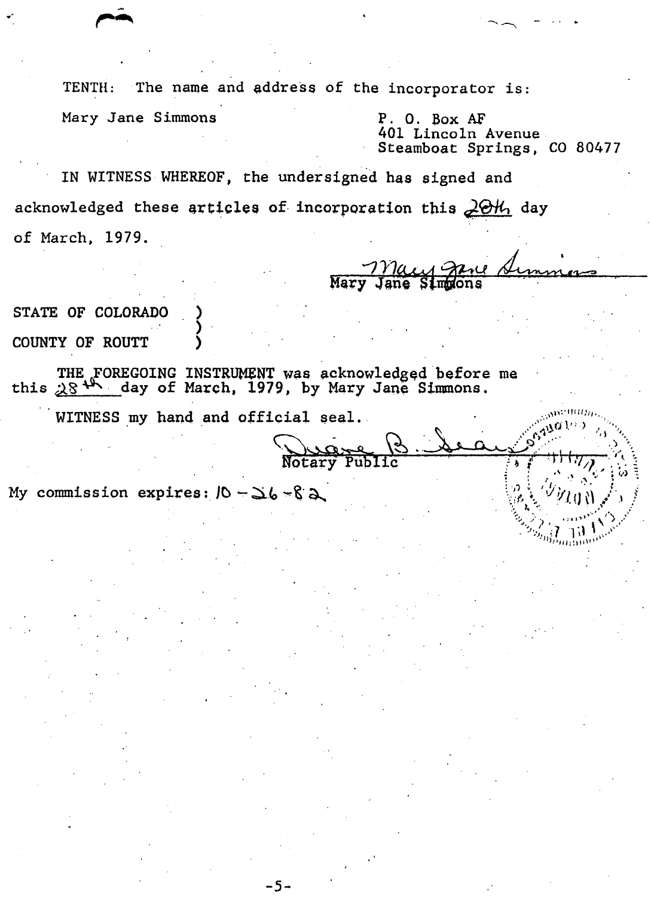TENTH: The name and address of the incorporator is:

Mary Jane Simmons

P. O. Box AF
401 Lincoln Avenue
Steamboat Springs, CO 80477

IN WITNESS WHEREOF, the undersigned has signed and acknowledged these articles of incorporation this 28th day of March, 1979.

Mary Jane Simmons
Mary Jane Simmons

STATE OF COLORADO )
)
COUNTY OF ROUTT )

THE FOREGOING INSTRUMENT was acknowledged before me this 28th day of March, 1979, by Mary Jane Simmons.

WITNESS my hand and official seal.

Diane B. Sear
Notary Public

My commission expires: 10-26-82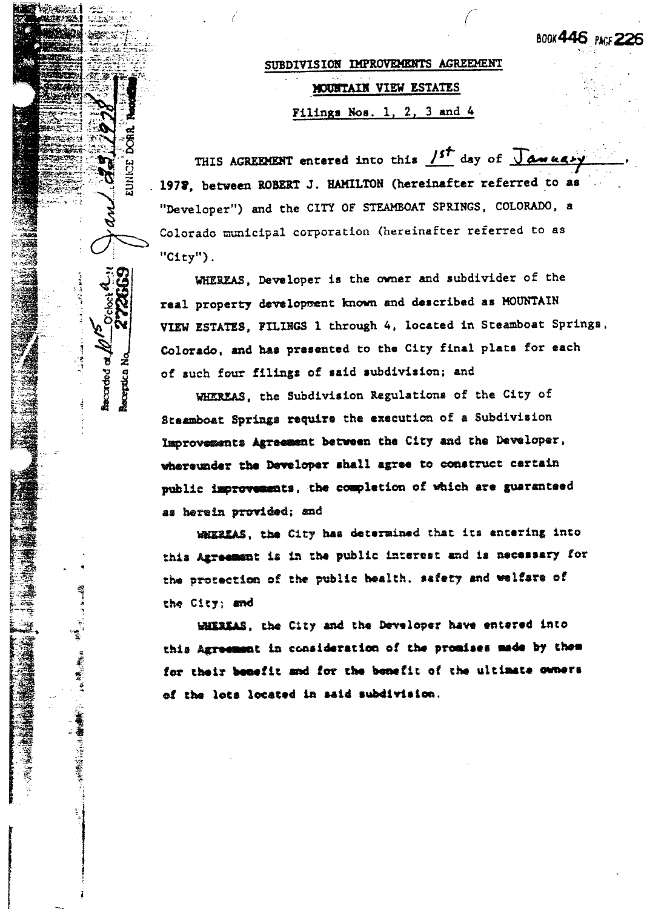BOOK 446 PAGE 226

Recorded at 10:15 o'clock a.m. Jan 23 1978 Reception No. 272669 EUNICE DORR, Recorder

## SUBDIVISION IMPROVEMENTS AGREEMENT

## MOUNTAIN VIEW ESTATES

### Filings Nos. 1, 2, 3 and 4

THIS AGREEMENT entered into this 1st day of January, 1978, between ROBERT J. HAMILTON (hereinafter referred to as "Developer") and the CITY OF STEAMBOAT SPRINGS, COLORADO, a Colorado municipal corporation (hereinafter referred to as "City").

WHEREAS, Developer is the owner and subdivider of the real property development known and described as MOUNTAIN VIEW ESTATES, FILINGS 1 through 4, located in Steamboat Springs, Colorado, and has presented to the City final plats for each of such four filings of said subdivision; and

WHEREAS, the Subdivision Regulations of the City of Steamboat Springs require the execution of a Subdivision Improvements Agreement between the City and the Developer, whereunder the Developer shall agree to construct certain public improvements, the completion of which are guaranteed as herein provided; and

WHEREAS, the City has determined that its entering into this Agreement is in the public interest and is necessary for the protection of the public health, safety and welfare of the City; and

WHEREAS, the City and the Developer have entered into this Agreement in consideration of the promises made by them for their benefit and for the benefit of the ultimate owners of the lots located in said subdivision.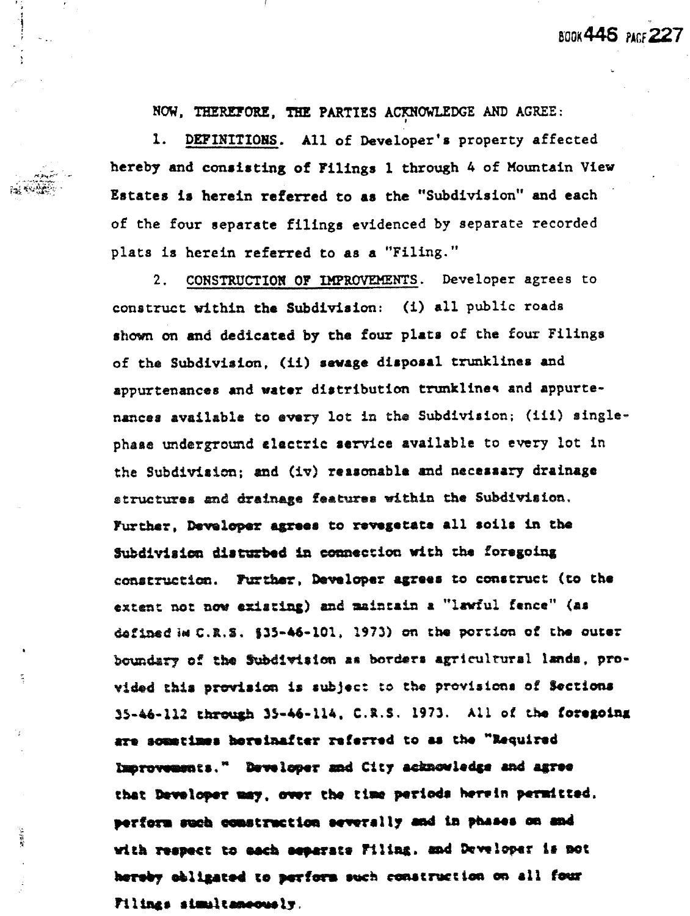NOW, THEREFORE, THE PARTIES ACKNOWLEDGE AND AGREE:

1. DEFINITIONS. All of Developer's property affected hereby and consisting of Filings 1 through 4 of Mountain View Estates is herein referred to as the "Subdivision" and each of the four separate filings evidenced by separate recorded plats is herein referred to as a "Filing."

2. CONSTRUCTION OF IMPROVEMENTS. Developer agrees to construct within the Subdivision: (i) all public roads shown on and dedicated by the four plats of the four Filings of the Subdivision, (ii) sewage disposal trunklines and appurtenances and water distribution trunklines and appurtenances available to every lot in the Subdivision; (iii) single-phase underground electric service available to every lot in the Subdivision; and (iv) reasonable and necessary drainage structures and drainage features within the Subdivision. Further, Developer agrees to revegetate all soils in the Subdivision disturbed in connection with the foregoing construction. Further, Developer agrees to construct (to the extent not now existing) and maintain a "lawful fence" (as defined in C.R.S. §35-46-101, 1973) on the portion of the outer boundary of the Subdivision as borders agricultural lands, provided this provision is subject to the provisions of Sections 35-46-112 through 35-46-114, C.R.S. 1973. All of the foregoing are sometimes hereinafter referred to as the "Required Improvements." Developer and City acknowledge and agree that Developer may, over the time periods herein permitted, perform such construction severally and in phases on and with respect to each separate Filing, and Developer is not hereby obligated to perform such construction on all four Filings simultaneously.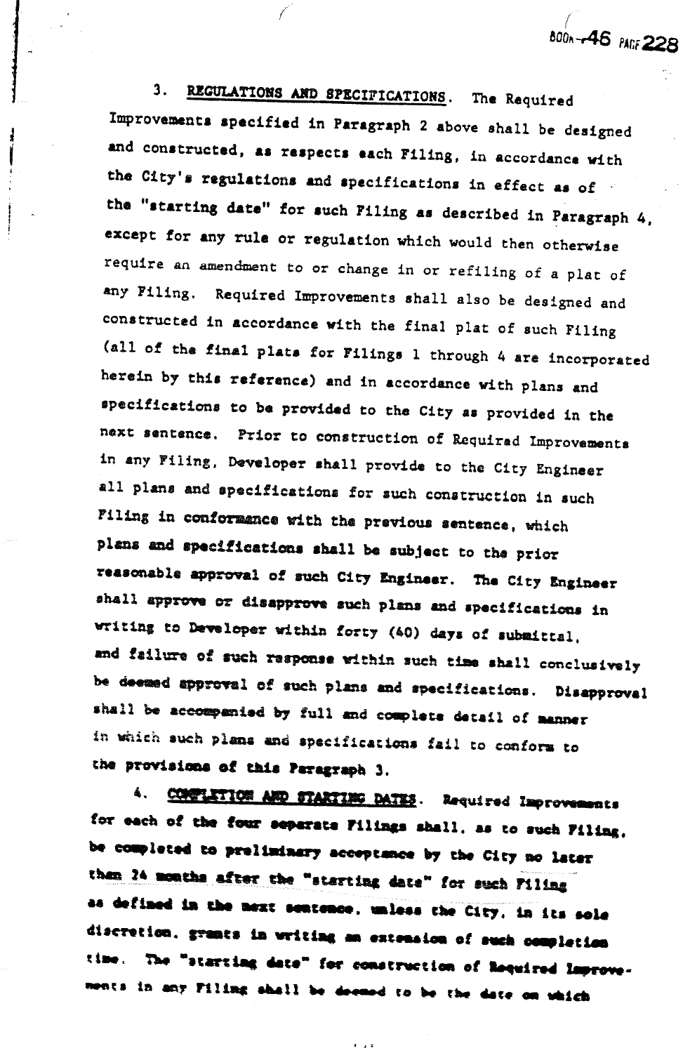3. **REGULATIONS AND SPECIFICATIONS**. The Required Improvements specified in Paragraph 2 above shall be designed and constructed, as respects each Filing, in accordance with the City's regulations and specifications in effect as of the "starting date" for such Filing as described in Paragraph 4, except for any rule or regulation which would then otherwise require an amendment to or change in or refiling of a plat of any Filing. Required Improvements shall also be designed and constructed in accordance with the final plat of such Filing (all of the final plats for Filings 1 through 4 are incorporated herein by this reference) and in accordance with plans and specifications to be provided to the City as provided in the next sentence. Prior to construction of Required Improvements in any Filing, Developer shall provide to the City Engineer all plans and specifications for such construction in such Filing in conformance with the previous sentence, which plans and specifications shall be subject to the prior reasonable approval of such City Engineer. The City Engineer shall approve or disapprove such plans and specifications in writing to Developer within forty (40) days of submittal, and failure of such response within such time shall conclusively be deemed approval of such plans and specifications. Disapproval shall be accompanied by full and complete detail of manner in which such plans and specifications fail to conform to the provisions of this Paragraph 3.

4. **COMPLETION AND STARTING DATES**. Required Improvements for each of the four separate Filings shall, as to such Filing, be completed to preliminary acceptance by the City no later than 24 months after the "starting date" for such Filing as defined in the next sentence, unless the City, in its sole discretion, grants in writing an extension of such completion time. The "starting date" for construction of Required Improvements in any Filing shall be deemed to be the date on which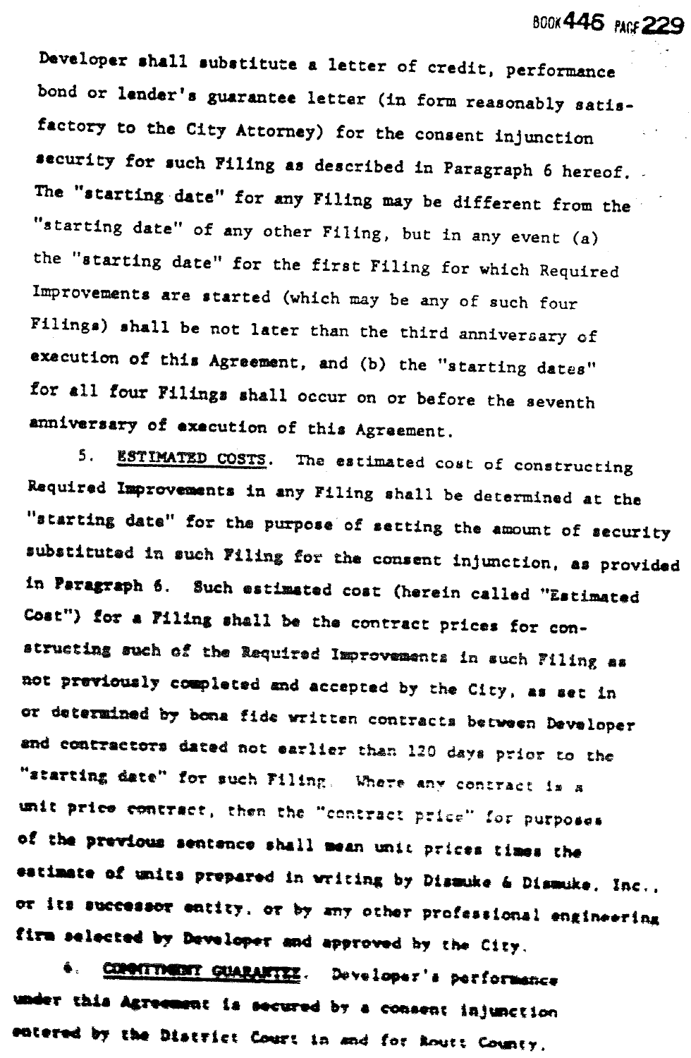Developer shall substitute a letter of credit, performance bond or lender's guarantee letter (in form reasonably satisfactory to the City Attorney) for the consent injunction security for such Filing as described in Paragraph 6 hereof. The "starting date" for any Filing may be different from the "starting date" of any other Filing, but in any event (a) the "starting date" for the first Filing for which Required Improvements are started (which may be any of such four Filings) shall be not later than the third anniversary of execution of this Agreement, and (b) the "starting dates" for all four Filings shall occur on or before the seventh anniversary of execution of this Agreement.

5. ESTIMATED COSTS. The estimated cost of constructing Required Improvements in any Filing shall be determined at the "starting date" for the purpose of setting the amount of security substituted in such Filing for the consent injunction, as provided in Paragraph 6. Such estimated cost (herein called "Estimated Cost") for a Filing shall be the contract prices for constructing such of the Required Improvements in such Filing as not previously completed and accepted by the City, as set in or determined by bona fide written contracts between Developer and contractors dated not earlier than 120 days prior to the "starting date" for such Filing. Where any contract is a unit price contract, then the "contract price" for purposes of the previous sentence shall mean unit prices times the estimate of units prepared in writing by Dismuke & Dismuke, Inc., or its successor entity, or by any other professional engineering firm selected by Developer and approved by the City.

6. COMMITMENT GUARANTEE. Developer's performance under this Agreement is secured by a consent injunction entered by the District Court in and for Routt County,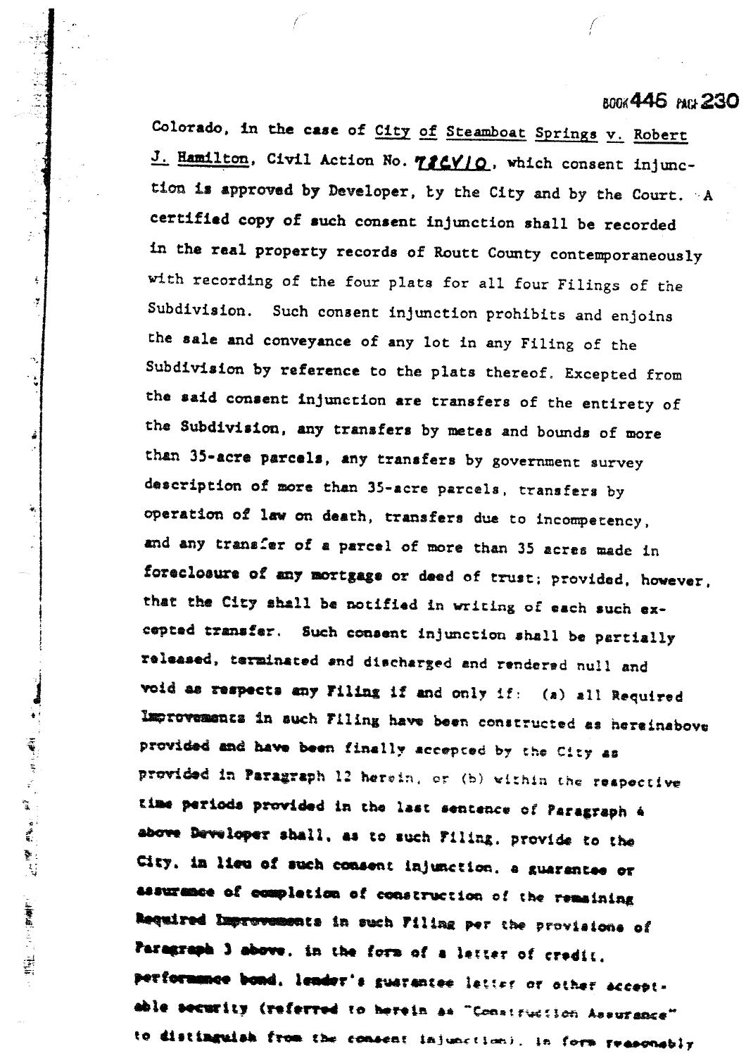Colorado, in the case of City of Steamboat Springs v. Robert J. Hamilton, Civil Action No. 78CV10, which consent injunction is approved by Developer, by the City and by the Court. A certified copy of such consent injunction shall be recorded in the real property records of Routt County contemporaneously with recording of the four plats for all four Filings of the Subdivision. Such consent injunction prohibits and enjoins the sale and conveyance of any lot in any Filing of the Subdivision by reference to the plats thereof. Excepted from the said consent injunction are transfers of the entirety of the Subdivision, any transfers by metes and bounds of more than 35-acre parcels, any transfers by government survey description of more than 35-acre parcels, transfers by operation of law on death, transfers due to incompetency, and any transfer of a parcel of more than 35 acres made in foreclosure of any mortgage or deed of trust; provided, however, that the City shall be notified in writing of each such excepted transfer. Such consent injunction shall be partially released, terminated and discharged and rendered null and void as respects any Filing if and only if: (a) all Required Improvements in such Filing have been constructed as hereinabove provided and have been finally accepted by the City as provided in Paragraph 12 herein, or (b) within the respective time periods provided in the last sentence of Paragraph 4 above Developer shall, as to such Filing, provide to the City, in lieu of such consent injunction, a guarantee or assurance of completion of construction of the remaining Required Improvements in such Filing per the provisions of Paragraph 3 above, in the form of a letter of credit, performance bond, lender's guarantee letter or other acceptable security (referred to herein as "Construction Assurance" to distinguish from the consent injunction), in form reasonably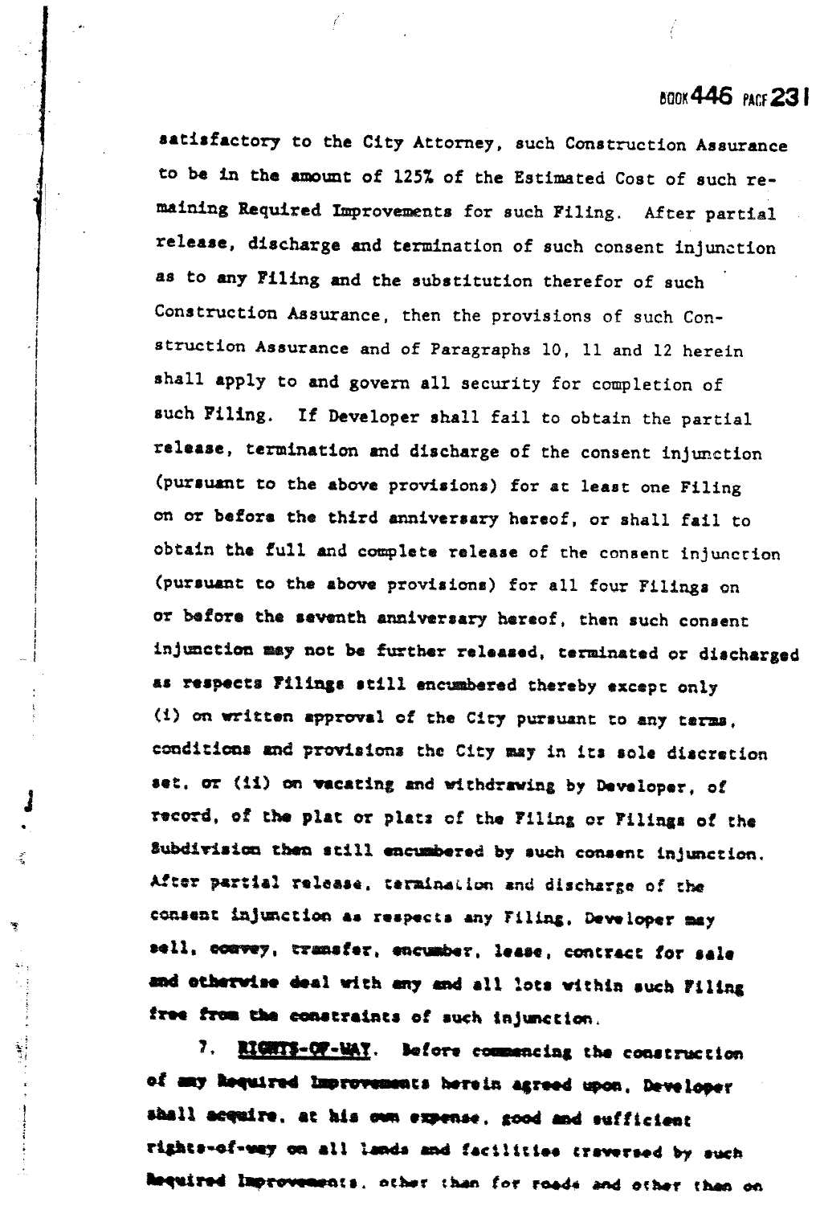satisfactory to the City Attorney, such Construction Assurance to be in the amount of 125% of the Estimated Cost of such remaining Required Improvements for such Filing. After partial release, discharge and termination of such consent injunction as to any Filing and the substitution therefor of such Construction Assurance, then the provisions of such Construction Assurance and of Paragraphs 10, 11 and 12 herein shall apply to and govern all security for completion of such Filing. If Developer shall fail to obtain the partial release, termination and discharge of the consent injunction (pursuant to the above provisions) for at least one Filing on or before the third anniversary hereof, or shall fail to obtain the full and complete release of the consent injunction (pursuant to the above provisions) for all four Filings on or before the seventh anniversary hereof, then such consent injunction may not be further released, terminated or discharged as respects Filings still encumbered thereby except only (i) on written approval of the City pursuant to any terms, conditions and provisions the City may in its sole discretion set, or (ii) on vacating and withdrawing by Developer, of record, of the plat or plats of the Filing or Filings of the Subdivision then still encumbered by such consent injunction. After partial release, termination and discharge of the consent injunction as respects any Filing, Developer may sell, convey, transfer, encumber, lease, contract for sale and otherwise deal with any and all lots within such Filing free from the constraints of such injunction.

7. **RIGHTS-OF-WAY**. Before commencing the construction of any Required Improvements herein agreed upon, Developer shall acquire, at his own expense, good and sufficient rights-of-way on all lands and facilities traversed by such Required Improvements, other than for roads and other than on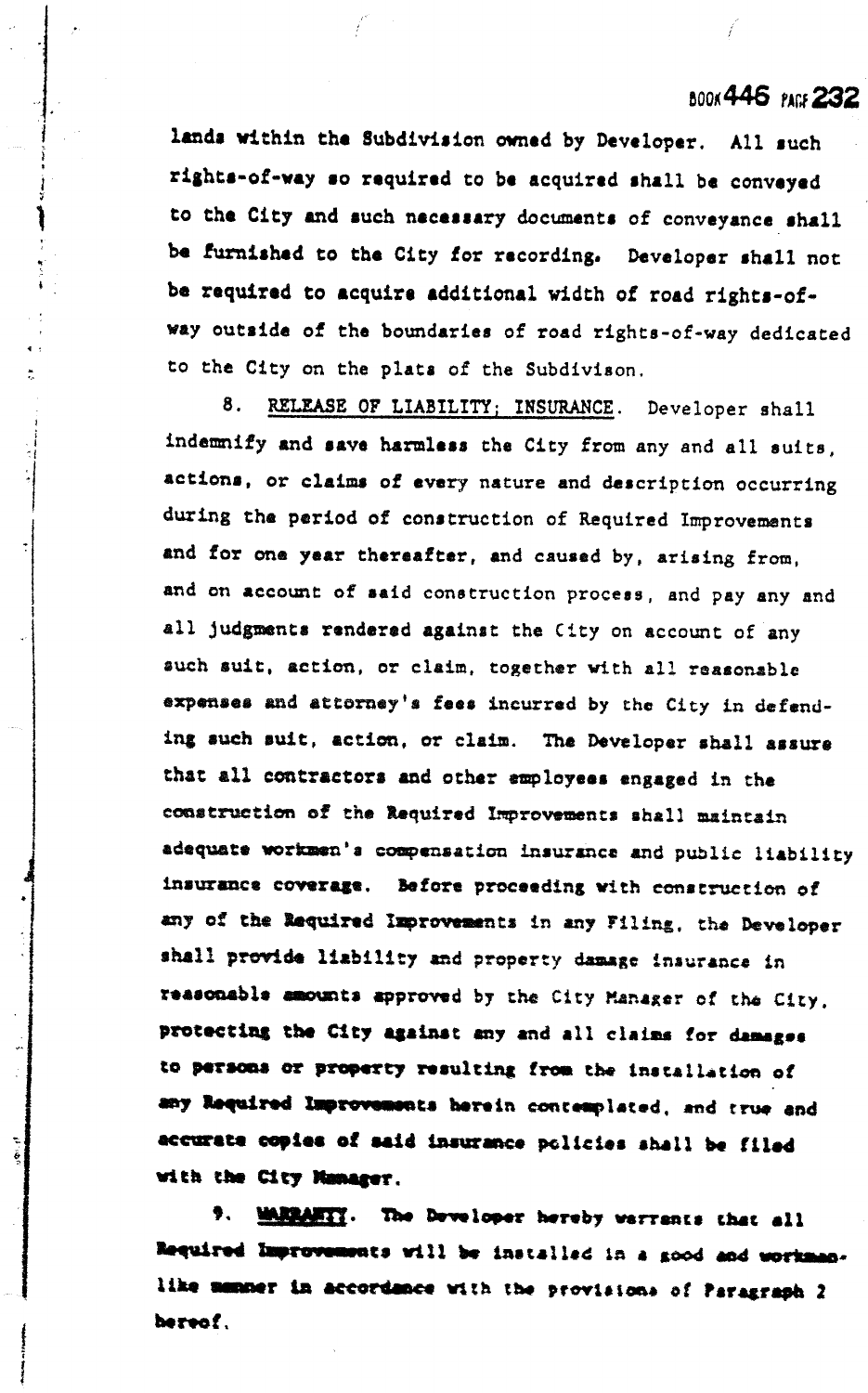lands within the Subdivision owned by Developer. All such rights-of-way so required to be acquired shall be conveyed to the City and such necessary documents of conveyance shall be furnished to the City for recording. Developer shall not be required to acquire additional width of road rights-of-way outside of the boundaries of road rights-of-way dedicated to the City on the plats of the Subdivison.

8. RELEASE OF LIABILITY; INSURANCE. Developer shall indemnify and save harmless the City from any and all suits, actions, or claims of every nature and description occurring during the period of construction of Required Improvements and for one year thereafter, and caused by, arising from, and on account of said construction process, and pay any and all judgments rendered against the City on account of any such suit, action, or claim, together with all reasonable expenses and attorney's fees incurred by the City in defending such suit, action, or claim. The Developer shall assure that all contractors and other employees engaged in the construction of the Required Improvements shall maintain adequate workmen's compensation insurance and public liability insurance coverage. Before proceeding with construction of any of the Required Improvements in any Filing, the Developer shall provide liability and property damage insurance in reasonable amounts approved by the City Manager of the City, protecting the City against any and all claims for damages to persons or property resulting from the installation of any Required Improvements herein contemplated, and true and accurate copies of said insurance policies shall be filed with the City Manager.

9. WARRANTY. The Developer hereby warrants that all Required Improvements will be installed in a good and workmanlike manner in accordance with the provisions of Paragraph 2 hereof.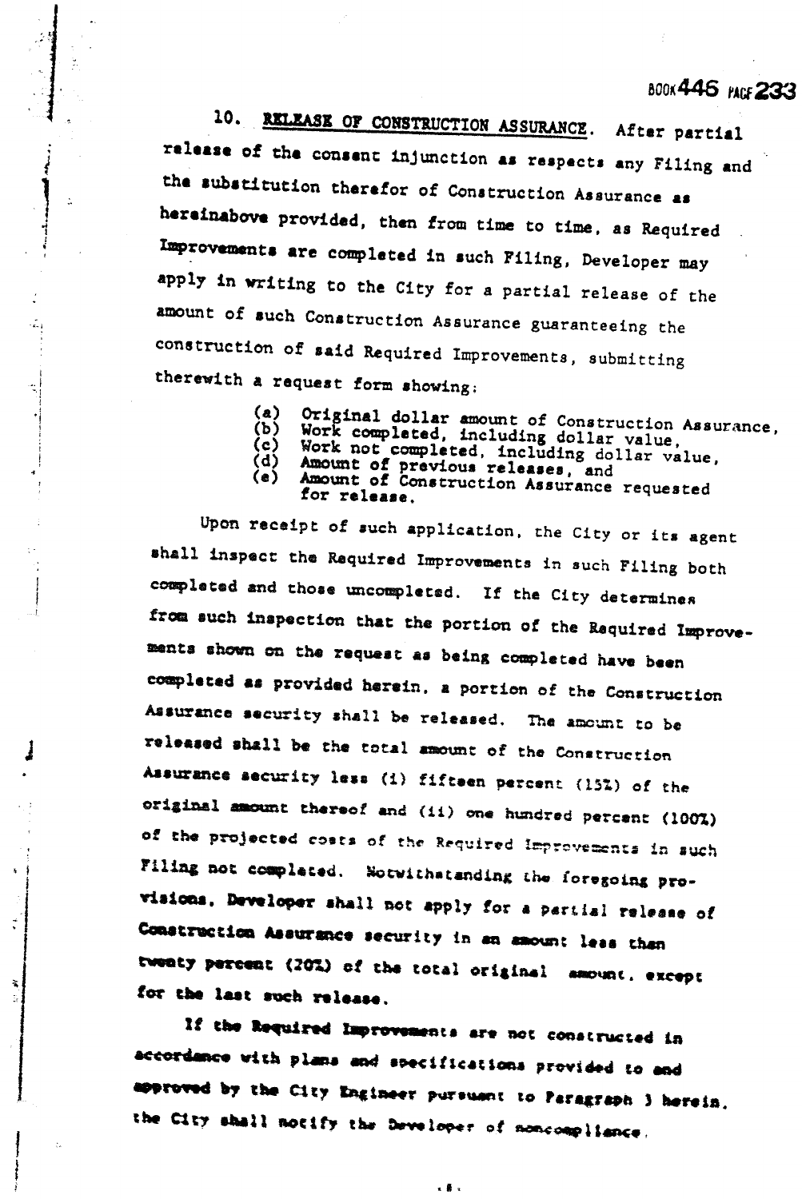10. **RELEASE OF CONSTRUCTION ASSURANCE**. After partial release of the consent injunction as respects any Filing and the substitution therefor of Construction Assurance as hereinabove provided, then from time to time, as Required Improvements are completed in such Filing, Developer may apply in writing to the City for a partial release of the amount of such Construction Assurance guaranteeing the construction of said Required Improvements, submitting therewith a request form showing:

- (a) Original dollar amount of Construction Assurance,
- (b) Work completed, including dollar value,
- (c) Work not completed, including dollar value,
- (d) Amount of previous releases, and
- (e) Amount of Construction Assurance requested for release.

Upon receipt of such application, the City or its agent shall inspect the Required Improvements in such Filing both completed and those uncompleted. If the City determines from such inspection that the portion of the Required Improvements shown on the request as being completed have been completed as provided herein, a portion of the Construction Assurance security shall be released. The amount to be released shall be the total amount of the Construction Assurance security less (i) fifteen percent (15%) of the original amount thereof and (ii) one hundred percent (100%) of the projected costs of the Required Improvements in such Filing not completed. Notwithstanding the foregoing provisions, Developer shall not apply for a partial release of Construction Assurance security in an amount less than twenty percent (20%) of the total original amount, except for the last such release.

If the Required Improvements are not constructed in accordance with plans and specifications provided to and approved by the City Engineer pursuant to Paragraph 3 herein, the City shall notify the Developer of noncompliance.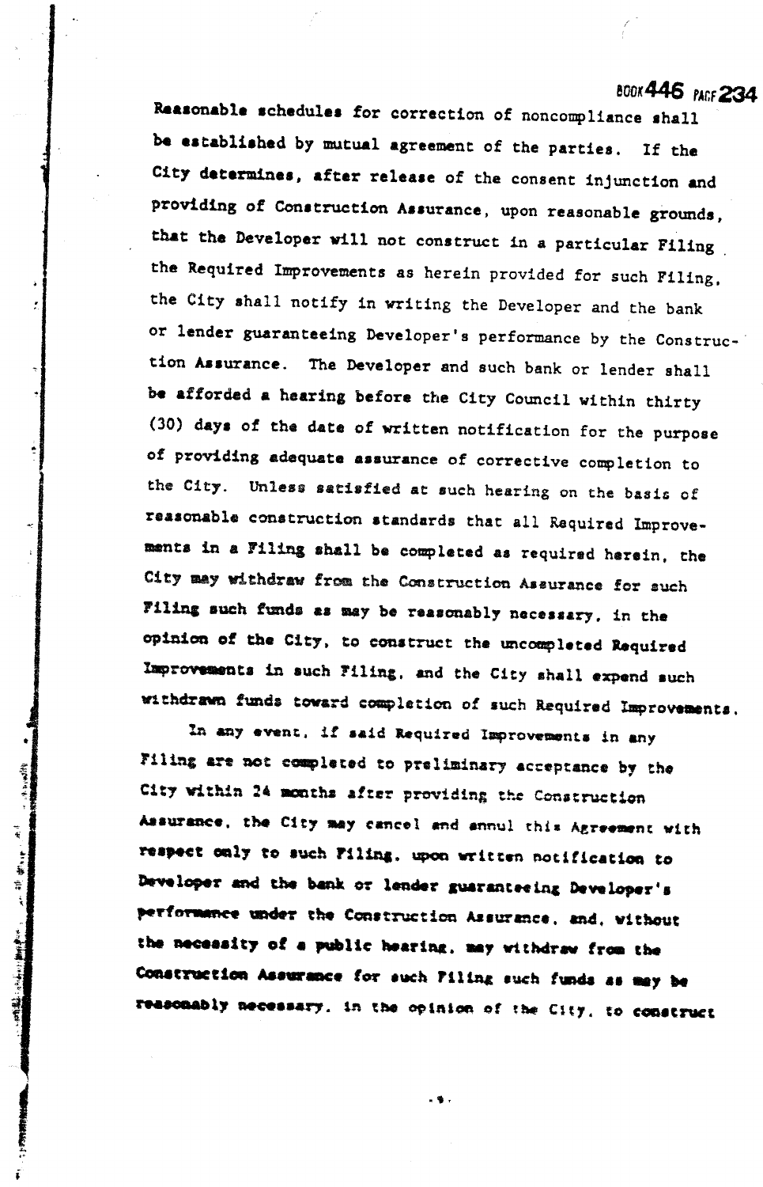Reasonable schedules for correction of noncompliance shall be established by mutual agreement of the parties. If the City determines, after release of the consent injunction and providing of Construction Assurance, upon reasonable grounds, that the Developer will not construct in a particular Filing the Required Improvements as herein provided for such Filing, the City shall notify in writing the Developer and the bank or lender guaranteeing Developer's performance by the Construction Assurance. The Developer and such bank or lender shall be afforded a hearing before the City Council within thirty (30) days of the date of written notification for the purpose of providing adequate assurance of corrective completion to the City. Unless satisfied at such hearing on the basis of reasonable construction standards that all Required Improvements in a Filing shall be completed as required herein, the City may withdraw from the Construction Assurance for such Filing such funds as may be reasonably necessary, in the opinion of the City, to construct the uncompleted Required Improvements in such Filing, and the City shall expend such withdrawn funds toward completion of such Required Improvements.

In any event, if said Required Improvements in any Filing are not completed to preliminary acceptance by the City within 24 months after providing the Construction Assurance, the City may cancel and annul this Agreement with respect only to such Filing, upon written notification to Developer and the bank or lender guaranteeing Developer's performance under the Construction Assurance, and, without the necessity of a public hearing, may withdraw from the Construction Assurance for such Filing such funds as may be reasonably necessary, in the opinion of the City, to construct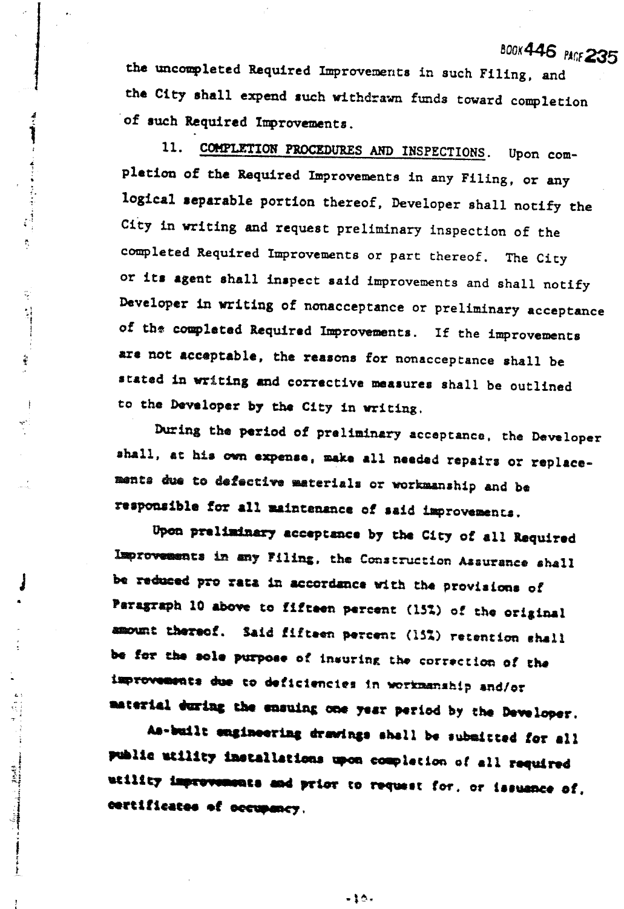the uncompleted Required Improvements in such Filing, and the City shall expend such withdrawn funds toward completion of such Required Improvements.

11. COMPLETION PROCEDURES AND INSPECTIONS. Upon completion of the Required Improvements in any Filing, or any logical separable portion thereof, Developer shall notify the City in writing and request preliminary inspection of the completed Required Improvements or part thereof. The City or its agent shall inspect said improvements and shall notify Developer in writing of nonacceptance or preliminary acceptance of the completed Required Improvements. If the improvements are not acceptable, the reasons for nonacceptance shall be stated in writing and corrective measures shall be outlined to the Developer by the City in writing.

During the period of preliminary acceptance, the Developer shall, at his own expense, make all needed repairs or replacements due to defective materials or workmanship and be responsible for all maintenance of said improvements.

Upon preliminary acceptance by the City of all Required Improvements in any Filing, the Construction Assurance shall be reduced pro rata in accordance with the provisions of Paragraph 10 above to fifteen percent (15%) of the original amount thereof. Said fifteen percent (15%) retention shall be for the sole purpose of insuring the correction of the improvements due to deficiencies in workmanship and/or material during the ensuing one year period by the Developer.

As-built engineering drawings shall be submitted for all public utility installations upon completion of all required utility improvements and prior to request for, or issuance of, certificates of occupancy.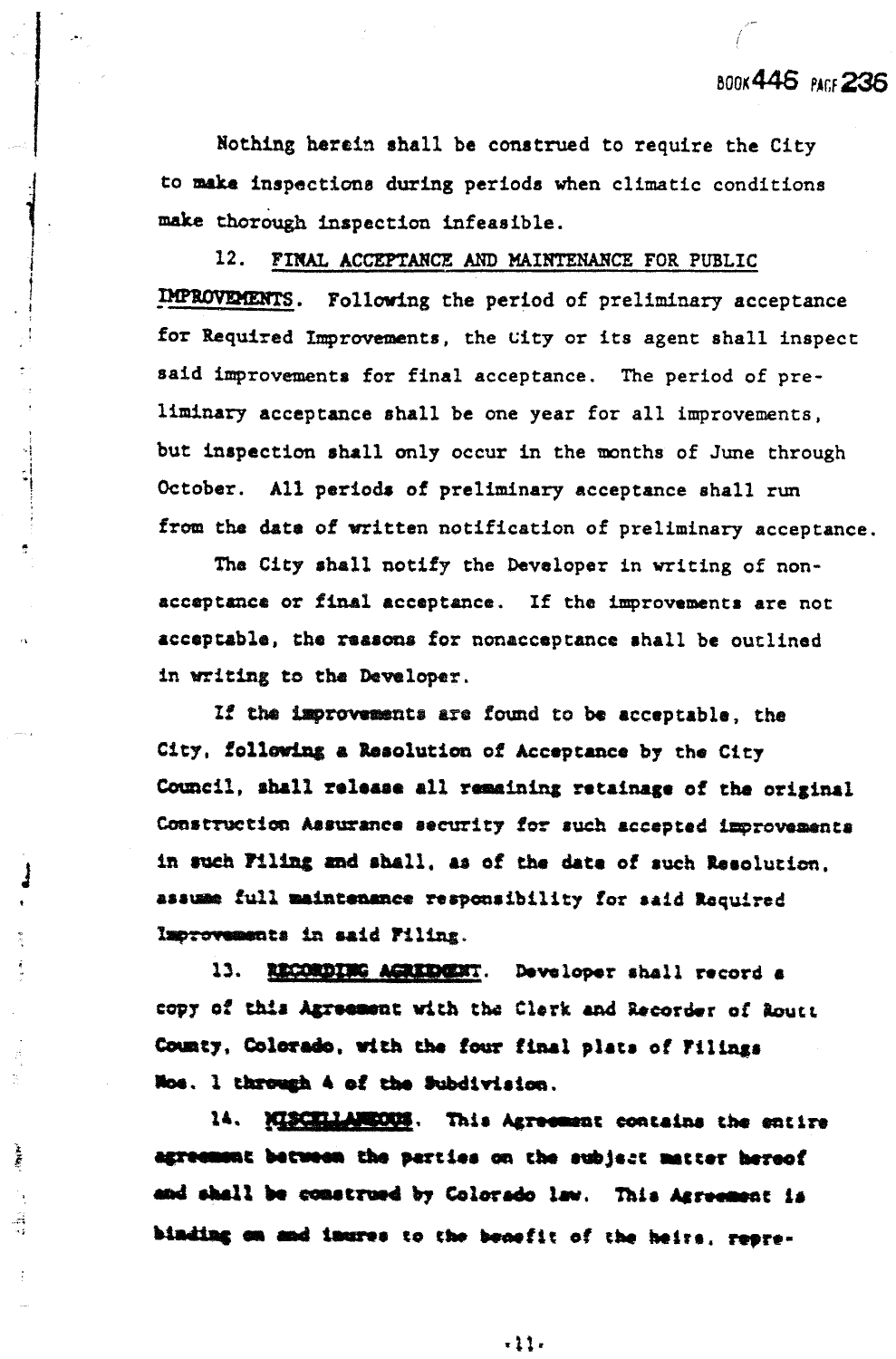Nothing herein shall be construed to require the City to make inspections during periods when climatic conditions make thorough inspection infeasible.

12. <u>FINAL ACCEPTANCE AND MAINTENANCE FOR PUBLIC IMPROVEMENTS</u>. Following the period of preliminary acceptance for Required Improvements, the City or its agent shall inspect said improvements for final acceptance. The period of preliminary acceptance shall be one year for all improvements, but inspection shall only occur in the months of June through October. All periods of preliminary acceptance shall run from the date of written notification of preliminary acceptance.

The City shall notify the Developer in writing of nonacceptance or final acceptance. If the improvements are not acceptable, the reasons for nonacceptance shall be outlined in writing to the Developer.

If the improvements are found to be acceptable, the City, following a Resolution of Acceptance by the City Council, shall release all remaining retainage of the original Construction Assurance security for such accepted improvements in such Filing and shall, as of the date of such Resolution, assume full maintenance responsibility for said Required Improvements in said Filing.

13. <u>RECORDING AGREEMENT</u>. Developer shall record a copy of this Agreement with the Clerk and Recorder of Routt County, Colorado, with the four final plats of Filings Nos. 1 through 4 of the Subdivision.

14. <u>MISCELLANEOUS</u>. This Agreement contains the entire agreement between the parties on the subject matter hereof and shall be construed by Colorado law. This Agreement is binding on and inures to the benefit of the heirs, repre-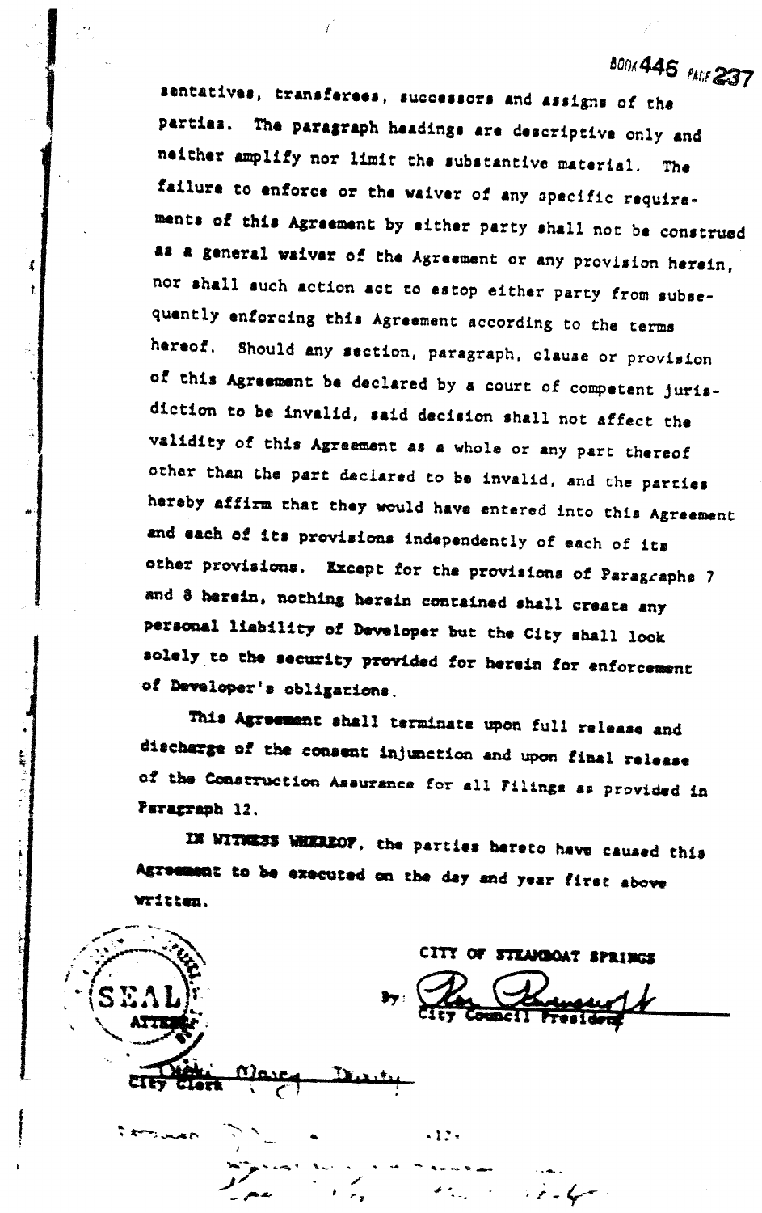sentatives, transferees, successors and assigns of the parties. The paragraph headings are descriptive only and neither amplify nor limit the substantive material. The failure to enforce or the waiver of any specific requirements of this Agreement by either party shall not be construed as a general waiver of the Agreement or any provision herein, nor shall such action act to estop either party from subsequently enforcing this Agreement according to the terms hereof. Should any section, paragraph, clause or provision of this Agreement be declared by a court of competent jurisdiction to be invalid, said decision shall not affect the validity of this Agreement as a whole or any part thereof other than the part declared to be invalid, and the parties hereby affirm that they would have entered into this Agreement and each of its provisions independently of each of its other provisions. Except for the provisions of Paragraphs 7 and 8 herein, nothing herein contained shall create any personal liability of Developer but the City shall look solely to the security provided for herein for enforcement of Developer's obligations.

This Agreement shall terminate upon full release and discharge of the consent injunction and upon final release of the Construction Assurance for all Filings as provided in Paragraph 12.

IN WITNESS WHEREOF, the parties hereto have caused this Agreement to be executed on the day and year first above written.

CITY OF STEAMBOAT SPRINGS

By: ______________________
City Council President

SEAL

ATTEST:

______________________
City Clerk